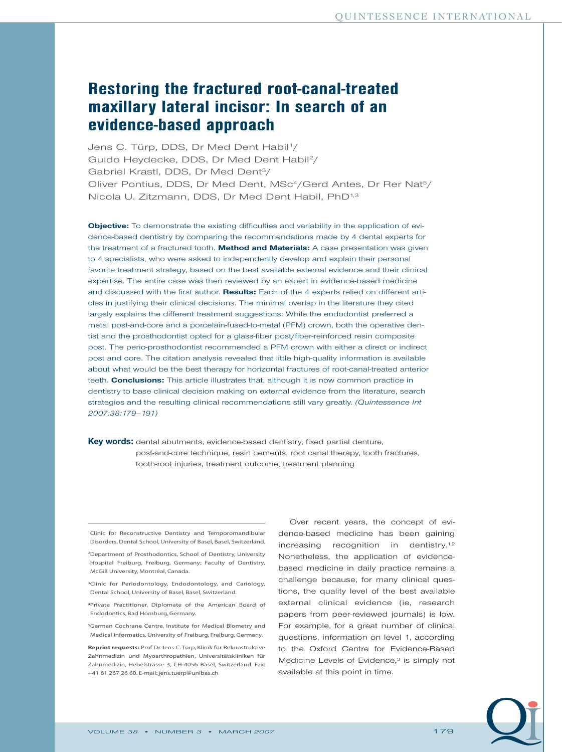# Restoring the fractured root-canal-treated maxillary lateral incisor: In search of an evidence-based approach

Jens C. Türp, DDS, Dr Med Dent Habil[1]/
Guido Heydecke, DDS, Dr Med Dent Habil[2]/
Gabriel Krastl, DDS, Dr Med Dent[3]/
Oliver Pontius, DDS, Dr Med Dent, MSc[4]/Gerd Antes, Dr Rer Nat[5]/
Nicola U. Zitzmann, DDS, Dr Med Dent Habil, PhD[1,3]

**Objective:** To demonstrate the existing difficulties and variability in the application of evidence-based dentistry by comparing the recommendations made by 4 dental experts for the treatment of a fractured tooth. **Method and Materials:** A case presentation was given to 4 specialists, who were asked to independently develop and explain their personal favorite treatment strategy, based on the best available external evidence and their clinical expertise. The entire case was then reviewed by an expert in evidence-based medicine and discussed with the first author. **Results:** Each of the 4 experts relied on different articles in justifying their clinical decisions. The minimal overlap in the literature they cited largely explains the different treatment suggestions: While the endodontist preferred a metal post-and-core and a porcelain-fused-to-metal (PFM) crown, both the operative dentist and the prosthodontist opted for a glass-fiber post/fiber-reinforced resin composite post. The perio-prosthodontist recommended a PFM crown with either a direct or indirect post and core. The citation analysis revealed that little high-quality information is available about what would be the best therapy for horizontal fractures of root-canal-treated anterior teeth. **Conclusions:** This article illustrates that, although it is now common practice in dentistry to base clinical decision making on external evidence from the literature, search strategies and the resulting clinical recommendations still vary greatly. *(Quintessence Int 2007;38:179–191)*

**Key words:** dental abutments, evidence-based dentistry, fixed partial denture, post-and-core technique, resin cements, root canal therapy, tooth fractures, tooth-root injuries, treatment outcome, treatment planning

[1]Clinic for Reconstructive Dentistry and Temporomandibular Disorders, Dental School, University of Basel, Basel, Switzerland.

[2]Department of Prosthodontics, School of Dentistry, University Hospital Freiburg, Freiburg, Germany; Faculty of Dentistry, McGill University, Montréal, Canada.

[3]Clinic for Periodontology, Endodontology, and Cariology, Dental School, University of Basel, Basel, Switzerland.

[4]Private Practitioner, Diplomate of the American Board of Endodontics, Bad Homburg, Germany.

[5]German Cochrane Centre, Institute for Medical Biometry and Medical Informatics, University of Freiburg, Freiburg, Germany.

**Reprint requests:** Prof Dr Jens C. Türp, Klinik für Rekonstruktive Zahnmedizin und Myoarthropathien, Universitätskliniken für Zahnmedizin, Hebelstrasse 3, CH-4056 Basel, Switzerland. Fax: +41 61 267 26 60. E-mail: jens.tuerp@unibas.ch

Over recent years, the concept of evidence-based medicine has been gaining increasing recognition in dentistry.[1,2] Nonetheless, the application of evidence-based medicine in daily practice remains a challenge because, for many clinical questions, the quality level of the best available external clinical evidence (ie, research papers from peer-reviewed journals) is low. For example, for a great number of clinical questions, information on level 1, according to the Oxford Centre for Evidence-Based Medicine Levels of Evidence,[3] is simply not available at this point in time.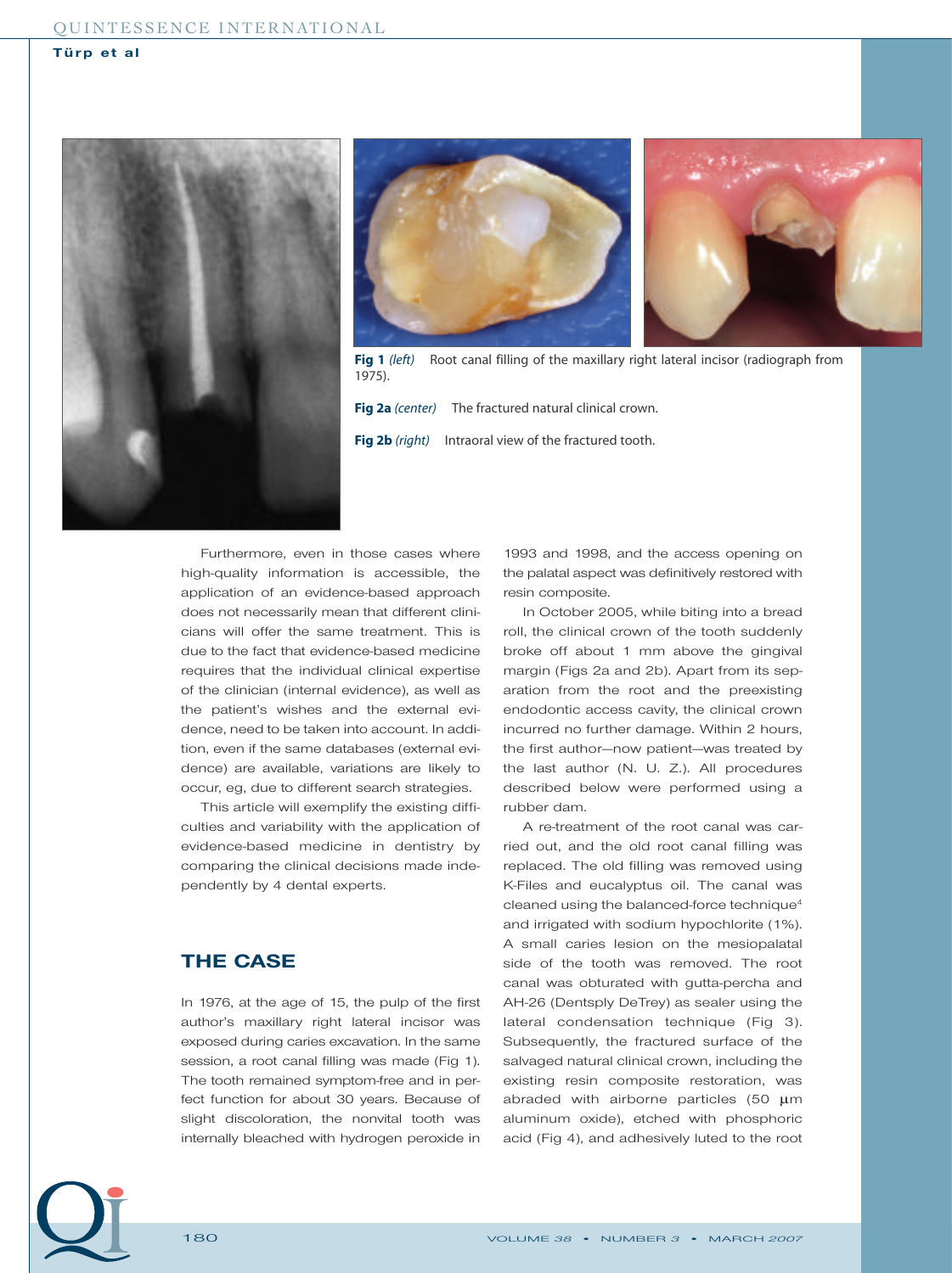**Fig 1** *(left)* Root canal filling of the maxillary right lateral incisor (radiograph from 1975).

**Fig 2a** *(center)* The fractured natural clinical crown.

**Fig 2b** *(right)* Intraoral view of the fractured tooth.

Furthermore, even in those cases where high-quality information is accessible, the application of an evidence-based approach does not necessarily mean that different clinicians will offer the same treatment. This is due to the fact that evidence-based medicine requires that the individual clinical expertise of the clinician (internal evidence), as well as the patient's wishes and the external evidence, need to be taken into account. In addition, even if the same databases (external evidence) are available, variations are likely to occur, eg, due to different search strategies.

This article will exemplify the existing difficulties and variability with the application of evidence-based medicine in dentistry by comparing the clinical decisions made independently by 4 dental experts.

## THE CASE

In 1976, at the age of 15, the pulp of the first author's maxillary right lateral incisor was exposed during caries excavation. In the same session, a root canal filling was made (Fig 1). The tooth remained symptom-free and in perfect function for about 30 years. Because of slight discoloration, the nonvital tooth was internally bleached with hydrogen peroxide in 1993 and 1998, and the access opening on the palatal aspect was definitively restored with resin composite.

In October 2005, while biting into a bread roll, the clinical crown of the tooth suddenly broke off about 1 mm above the gingival margin (Figs 2a and 2b). Apart from its separation from the root and the preexisting endodontic access cavity, the clinical crown incurred no further damage. Within 2 hours, the first author—now patient—was treated by the last author (N. U. Z.). All procedures described below were performed using a rubber dam.

A re-treatment of the root canal was carried out, and the old root canal filling was replaced. The old filling was removed using K-Files and eucalyptus oil. The canal was cleaned using the balanced-force technique[4] and irrigated with sodium hypochlorite (1%). A small caries lesion on the mesiopalatal side of the tooth was removed. The root canal was obturated with gutta-percha and AH-26 (Dentsply DeTrey) as sealer using the lateral condensation technique (Fig 3). Subsequently, the fractured surface of the salvaged natural clinical crown, including the existing resin composite restoration, was abraded with airborne particles (50 µm aluminum oxide), etched with phosphoric acid (Fig 4), and adhesively luted to the root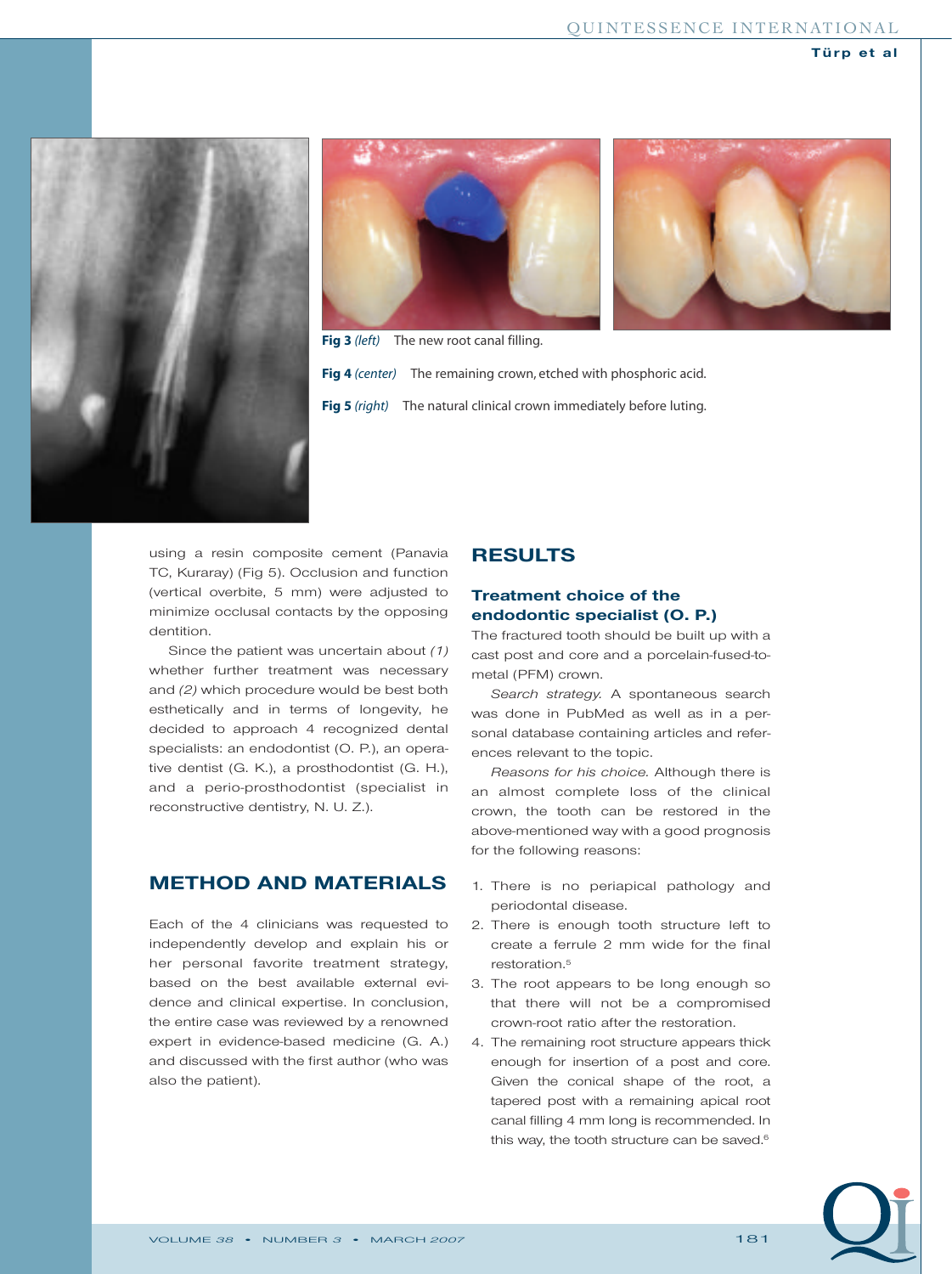Fig 3 *(left)* The new root canal filling.

Fig 4 *(center)* The remaining crown, etched with phosphoric acid.

Fig 5 *(right)* The natural clinical crown immediately before luting.

using a resin composite cement (Panavia TC, Kuraray) (Fig 5). Occlusion and function (vertical overbite, 5 mm) were adjusted to minimize occlusal contacts by the opposing dentition.

Since the patient was uncertain about *(1)* whether further treatment was necessary and *(2)* which procedure would be best both esthetically and in terms of longevity, he decided to approach 4 recognized dental specialists: an endodontist (O. P.), an operative dentist (G. K.), a prosthodontist (G. H.), and a perio-prosthodontist (specialist in reconstructive dentistry, N. U. Z.).

## METHOD AND MATERIALS

Each of the 4 clinicians was requested to independently develop and explain his or her personal favorite treatment strategy, based on the best available external evidence and clinical expertise. In conclusion, the entire case was reviewed by a renowned expert in evidence-based medicine (G. A.) and discussed with the first author (who was also the patient).

## RESULTS

### Treatment choice of the endodontic specialist (O. P.)

The fractured tooth should be built up with a cast post and core and a porcelain-fused-to-metal (PFM) crown.

*Search strategy.* A spontaneous search was done in PubMed as well as in a personal database containing articles and references relevant to the topic.

*Reasons for his choice.* Although there is an almost complete loss of the clinical crown, the tooth can be restored in the above-mentioned way with a good prognosis for the following reasons:

1. There is no periapical pathology and periodontal disease.
2. There is enough tooth structure left to create a ferrule 2 mm wide for the final restoration.[5]
3. The root appears to be long enough so that there will not be a compromised crown-root ratio after the restoration.
4. The remaining root structure appears thick enough for insertion of a post and core. Given the conical shape of the root, a tapered post with a remaining apical root canal filling 4 mm long is recommended. In this way, the tooth structure can be saved.[6]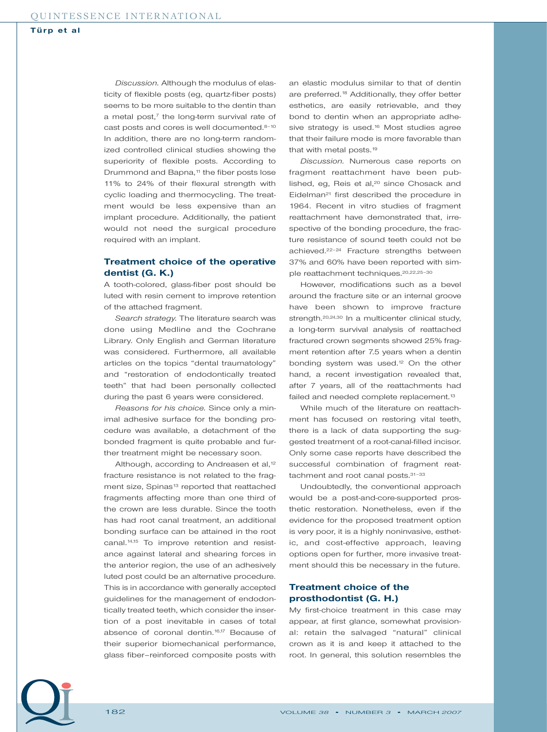*Discussion.* Although the modulus of elasticity of flexible posts (eg, quartz-fiber posts) seems to be more suitable to the dentin than a metal post,[7] the long-term survival rate of cast posts and cores is well documented.[8–10] In addition, there are no long-term randomized controlled clinical studies showing the superiority of flexible posts. According to Drummond and Bapna,[11] the fiber posts lose 11% to 24% of their flexural strength with cyclic loading and thermocycling. The treatment would be less expensive than an implant procedure. Additionally, the patient would not need the surgical procedure required with an implant.

### Treatment choice of the operative dentist (G. K.)

A tooth-colored, glass-fiber post should be luted with resin cement to improve retention of the attached fragment.

*Search strategy.* The literature search was done using Medline and the Cochrane Library. Only English and German literature was considered. Furthermore, all available articles on the topics "dental traumatology" and "restoration of endodontically treated teeth" that had been personally collected during the past 6 years were considered.

*Reasons for his choice.* Since only a minimal adhesive surface for the bonding procedure was available, a detachment of the bonded fragment is quite probable and further treatment might be necessary soon.

Although, according to Andreasen et al,[12] fracture resistance is not related to the fragment size, Spinas[13] reported that reattached fragments affecting more than one third of the crown are less durable. Since the tooth has had root canal treatment, an additional bonding surface can be attained in the root canal.[14,15] To improve retention and resistance against lateral and shearing forces in the anterior region, the use of an adhesively luted post could be an alternative procedure. This is in accordance with generally accepted guidelines for the management of endodontically treated teeth, which consider the insertion of a post inevitable in cases of total absence of coronal dentin.[16,17] Because of their superior biomechanical performance, glass fiber–reinforced composite posts with an elastic modulus similar to that of dentin are preferred.[18] Additionally, they offer better esthetics, are easily retrievable, and they bond to dentin when an appropriate adhesive strategy is used.[16] Most studies agree that their failure mode is more favorable than that with metal posts.[19]

*Discussion.* Numerous case reports on fragment reattachment have been published, eg, Reis et al,[20] since Chosack and Eidelman[21] first described the procedure in 1964. Recent in vitro studies of fragment reattachment have demonstrated that, irrespective of the bonding procedure, the fracture resistance of sound teeth could not be achieved.[22–24] Fracture strengths between 37% and 60% have been reported with simple reattachment techniques.[20,22,25–30]

However, modifications such as a bevel around the fracture site or an internal groove have been shown to improve fracture strength.[20,24,30] In a multicenter clinical study, a long-term survival analysis of reattached fractured crown segments showed 25% fragment retention after 7.5 years when a dentin bonding system was used.[12] On the other hand, a recent investigation revealed that, after 7 years, all of the reattachments had failed and needed complete replacement.[13]

While much of the literature on reattachment has focused on restoring vital teeth, there is a lack of data supporting the suggested treatment of a root-canal-filled incisor. Only some case reports have described the successful combination of fragment reattachment and root canal posts.[31–33]

Undoubtedly, the conventional approach would be a post-and-core-supported prosthetic restoration. Nonetheless, even if the evidence for the proposed treatment option is very poor, it is a highly noninvasive, esthetic, and cost-effective approach, leaving options open for further, more invasive treatment should this be necessary in the future.

### Treatment choice of the prosthodontist (G. H.)

My first-choice treatment in this case may appear, at first glance, somewhat provisional: retain the salvaged "natural" clinical crown as it is and keep it attached to the root. In general, this solution resembles the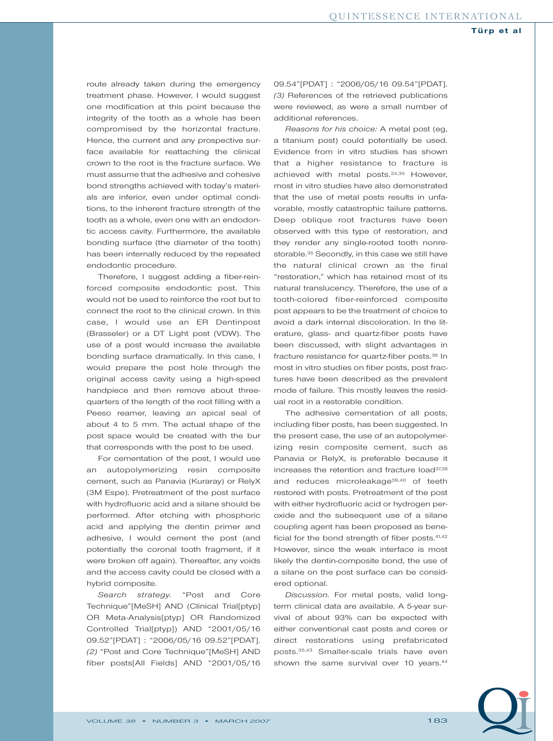route already taken during the emergency treatment phase. However, I would suggest one modification at this point because the integrity of the tooth as a whole has been compromised by the horizontal fracture. Hence, the current and any prospective surface available for reattaching the clinical crown to the root is the fracture surface. We must assume that the adhesive and cohesive bond strengths achieved with today's materials are inferior, even under optimal conditions, to the inherent fracture strength of the tooth as a whole, even one with an endodontic access cavity. Furthermore, the available bonding surface (the diameter of the tooth) has been internally reduced by the repeated endodontic procedure.

Therefore, I suggest adding a fiber-reinforced composite endodontic post. This would not be used to reinforce the root but to connect the root to the clinical crown. In this case, I would use an ER Dentinpost (Brasseler) or a DT Light post (VDW). The use of a post would increase the available bonding surface dramatically. In this case, I would prepare the post hole through the original access cavity using a high-speed handpiece and then remove about three-quarters of the length of the root filling with a Peeso reamer, leaving an apical seal of about 4 to 5 mm. The actual shape of the post space would be created with the bur that corresponds with the post to be used.

For cementation of the post, I would use an autopolymerizing resin composite cement, such as Panavia (Kuraray) or RelyX (3M Espe). Pretreatment of the post surface with hydrofluoric acid and a silane should be performed. After etching with phosphoric acid and applying the dentin primer and adhesive, I would cement the post (and potentially the coronal tooth fragment, if it were broken off again). Thereafter, any voids and the access cavity could be closed with a hybrid composite.

*Search strategy.* "Post and Core Technique"[MeSH] AND (Clinical Trial[ptyp] OR Meta-Analysis[ptyp] OR Randomized Controlled Trial[ptyp]) AND "2001/05/16 09.52"[PDAT] : "2006/05/16 09.52"[PDAT]. *(2)* "Post and Core Technique"[MeSH] AND fiber posts[All Fields] AND "2001/05/16 09.54"[PDAT] : "2006/05/16 09.54"[PDAT]. *(3)* References of the retrieved publications were reviewed, as were a small number of additional references.

*Reasons for his choice:* A metal post (eg, a titanium post) could potentially be used. Evidence from in vitro studies has shown that a higher resistance to fracture is achieved with metal posts.[34,35] However, most in vitro studies have also demonstrated that the use of metal posts results in unfavorable, mostly catastrophic failure patterns. Deep oblique root fractures have been observed with this type of restoration, and they render any single-rooted tooth nonrestorable.[35] Secondly, in this case we still have the natural clinical crown as the final "restoration," which has retained most of its natural translucency. Therefore, the use of a tooth-colored fiber-reinforced composite post appears to be the treatment of choice to avoid a dark internal discoloration. In the literature, glass- and quartz-fiber posts have been discussed, with slight advantages in fracture resistance for quartz-fiber posts.[36] In most in vitro studies on fiber posts, post fractures have been described as the prevalent mode of failure. This mostly leaves the residual root in a restorable condition.

The adhesive cementation of all posts, including fiber posts, has been suggested. In the present case, the use of an autopolymerizing resin composite cement, such as Panavia or RelyX, is preferable because it increases the retention and fracture load[37,38] and reduces microleakage[39,40] of teeth restored with posts. Pretreatment of the post with either hydrofluoric acid or hydrogen peroxide and the subsequent use of a silane coupling agent has been proposed as beneficial for the bond strength of fiber posts.[41,42] However, since the weak interface is most likely the dentin-composite bond, the use of a silane on the post surface can be considered optional.

*Discussion.* For metal posts, valid long-term clinical data are available. A 5-year survival of about 93% can be expected with either conventional cast posts and cores or direct restorations using prefabricated posts.[35,43] Smaller-scale trials have even shown the same survival over 10 years.[44]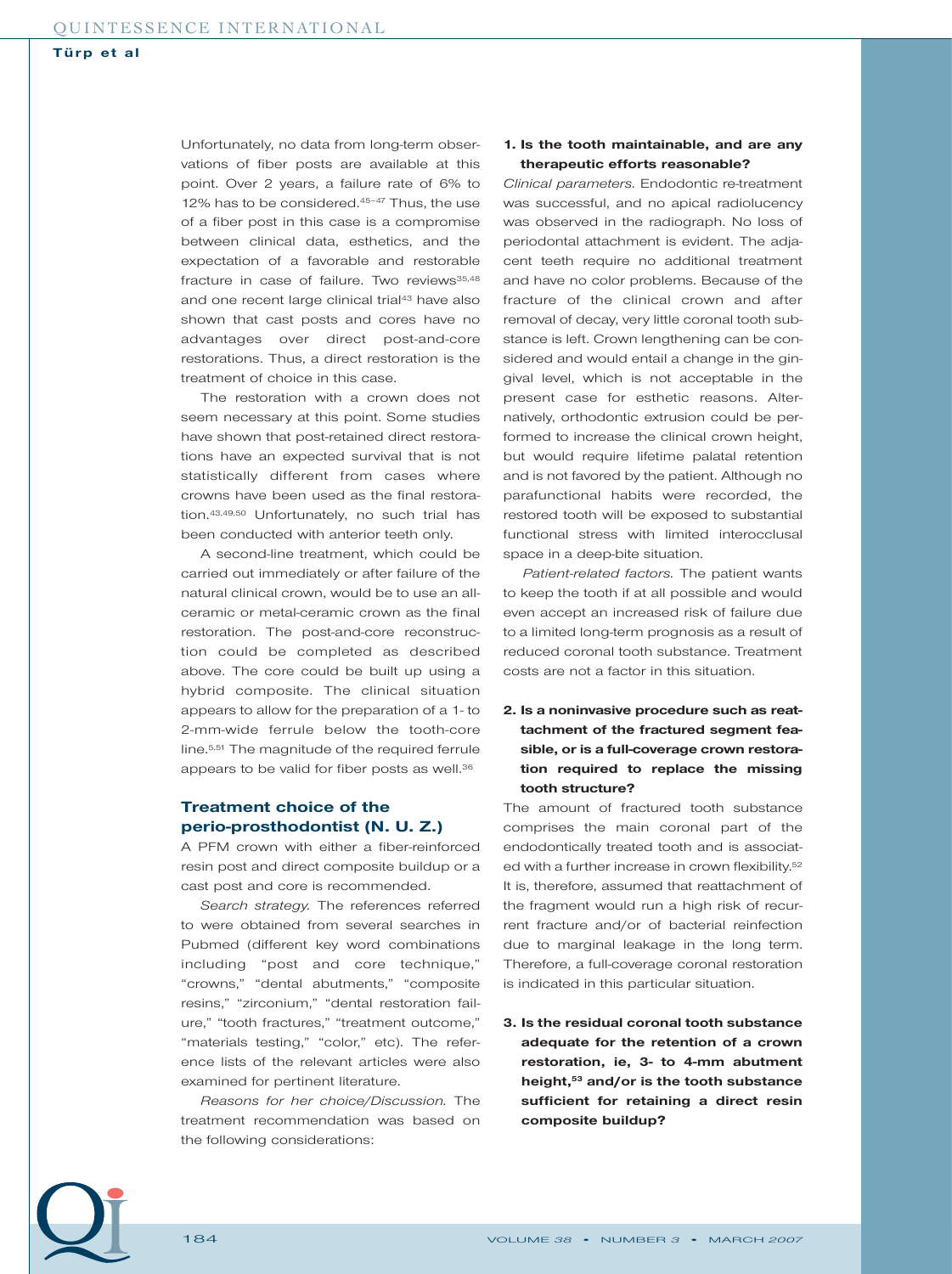Unfortunately, no data from long-term observations of fiber posts are available at this point. Over 2 years, a failure rate of 6% to 12% has to be considered.[45–47] Thus, the use of a fiber post in this case is a compromise between clinical data, esthetics, and the expectation of a favorable and restorable fracture in case of failure. Two reviews[35,48] and one recent large clinical trial[43] have also shown that cast posts and cores have no advantages over direct post-and-core restorations. Thus, a direct restoration is the treatment of choice in this case.

The restoration with a crown does not seem necessary at this point. Some studies have shown that post-retained direct restorations have an expected survival that is not statistically different from cases where crowns have been used as the final restoration.[43,49,50] Unfortunately, no such trial has been conducted with anterior teeth only.

A second-line treatment, which could be carried out immediately or after failure of the natural clinical crown, would be to use an all-ceramic or metal-ceramic crown as the final restoration. The post-and-core reconstruction could be completed as described above. The core could be built up using a hybrid composite. The clinical situation appears to allow for the preparation of a 1- to 2-mm-wide ferrule below the tooth-core line.[5,51] The magnitude of the required ferrule appears to be valid for fiber posts as well.[36]

## Treatment choice of the perio-prosthodontist (N. U. Z.)

A PFM crown with either a fiber-reinforced resin post and direct composite buildup or a cast post and core is recommended.

*Search strategy.* The references referred to were obtained from several searches in Pubmed (different key word combinations including "post and core technique," "crowns," "dental abutments," "composite resins," "zirconium," "dental restoration failure," "tooth fractures," "treatment outcome," "materials testing," "color," etc). The reference lists of the relevant articles were also examined for pertinent literature.

*Reasons for her choice/Discussion.* The treatment recommendation was based on the following considerations:

**1. Is the tooth maintainable, and are any therapeutic efforts reasonable?**

*Clinical parameters.* Endodontic re-treatment was successful, and no apical radiolucency was observed in the radiograph. No loss of periodontal attachment is evident. The adjacent teeth require no additional treatment and have no color problems. Because of the fracture of the clinical crown and after removal of decay, very little coronal tooth substance is left. Crown lengthening can be considered and would entail a change in the gingival level, which is not acceptable in the present case for esthetic reasons. Alternatively, orthodontic extrusion could be performed to increase the clinical crown height, but would require lifetime palatal retention and is not favored by the patient. Although no parafunctional habits were recorded, the restored tooth will be exposed to substantial functional stress with limited interocclusal space in a deep-bite situation.

*Patient-related factors.* The patient wants to keep the tooth if at all possible and would even accept an increased risk of failure due to a limited long-term prognosis as a result of reduced coronal tooth substance. Treatment costs are not a factor in this situation.

**2. Is a noninvasive procedure such as reattachment of the fractured segment feasible, or is a full-coverage crown restoration required to replace the missing tooth structure?**

The amount of fractured tooth substance comprises the main coronal part of the endodontically treated tooth and is associated with a further increase in crown flexibility.[52] It is, therefore, assumed that reattachment of the fragment would run a high risk of recurrent fracture and/or of bacterial reinfection due to marginal leakage in the long term. Therefore, a full-coverage coronal restoration is indicated in this particular situation.

**3. Is the residual coronal tooth substance adequate for the retention of a crown restoration, ie, 3- to 4-mm abutment height,[53] and/or is the tooth substance sufficient for retaining a direct resin composite buildup?**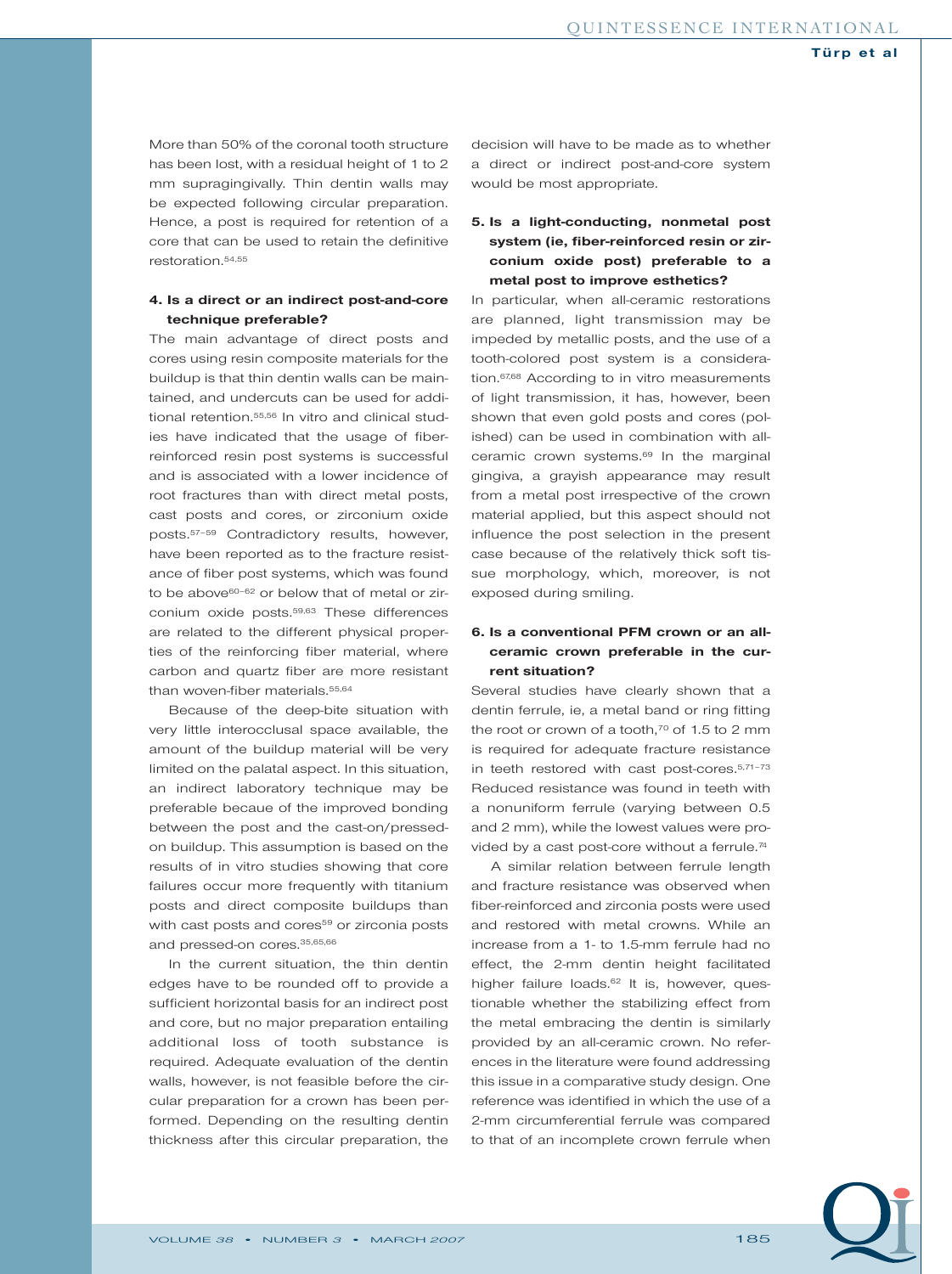More than 50% of the coronal tooth structure has been lost, with a residual height of 1 to 2 mm supragingivally. Thin dentin walls may be expected following circular preparation. Hence, a post is required for retention of a core that can be used to retain the definitive restoration.[54,55]

#### 4. Is a direct or an indirect post-and-core technique preferable?

The main advantage of direct posts and cores using resin composite materials for the buildup is that thin dentin walls can be maintained, and undercuts can be used for additional retention.[55,56] In vitro and clinical studies have indicated that the usage of fiber-reinforced resin post systems is successful and is associated with a lower incidence of root fractures than with direct metal posts, cast posts and cores, or zirconium oxide posts.[57–59] Contradictory results, however, have been reported as to the fracture resistance of fiber post systems, which was found to be above[60–62] or below that of metal or zirconium oxide posts.[59,63] These differences are related to the different physical properties of the reinforcing fiber material, where carbon and quartz fiber are more resistant than woven-fiber materials.[55,64]

Because of the deep-bite situation with very little interocclusal space available, the amount of the buildup material will be very limited on the palatal aspect. In this situation, an indirect laboratory technique may be preferable becaue of the improved bonding between the post and the cast-on/pressed-on buildup. This assumption is based on the results of in vitro studies showing that core failures occur more frequently with titanium posts and direct composite buildups than with cast posts and cores[59] or zirconia posts and pressed-on cores.[35,65,66]

In the current situation, the thin dentin edges have to be rounded off to provide a sufficient horizontal basis for an indirect post and core, but no major preparation entailing additional loss of tooth substance is required. Adequate evaluation of the dentin walls, however, is not feasible before the circular preparation for a crown has been performed. Depending on the resulting dentin thickness after this circular preparation, the decision will have to be made as to whether a direct or indirect post-and-core system would be most appropriate.

#### 5. Is a light-conducting, nonmetal post system (ie, fiber-reinforced resin or zirconium oxide post) preferable to a metal post to improve esthetics?

In particular, when all-ceramic restorations are planned, light transmission may be impeded by metallic posts, and the use of a tooth-colored post system is a consideration.[67,68] According to in vitro measurements of light transmission, it has, however, been shown that even gold posts and cores (polished) can be used in combination with all-ceramic crown systems.[69] In the marginal gingiva, a grayish appearance may result from a metal post irrespective of the crown material applied, but this aspect should not influence the post selection in the present case because of the relatively thick soft tissue morphology, which, moreover, is not exposed during smiling.

#### 6. Is a conventional PFM crown or an all-ceramic crown preferable in the current situation?

Several studies have clearly shown that a dentin ferrule, ie, a metal band or ring fitting the root or crown of a tooth,[70] of 1.5 to 2 mm is required for adequate fracture resistance in teeth restored with cast post-cores.[5,71–73] Reduced resistance was found in teeth with a nonuniform ferrule (varying between 0.5 and 2 mm), while the lowest values were provided by a cast post-core without a ferrule.[74]

A similar relation between ferrule length and fracture resistance was observed when fiber-reinforced and zirconia posts were used and restored with metal crowns. While an increase from a 1- to 1.5-mm ferrule had no effect, the 2-mm dentin height facilitated higher failure loads.[62] It is, however, questionable whether the stabilizing effect from the metal embracing the dentin is similarly provided by an all-ceramic crown. No references in the literature were found addressing this issue in a comparative study design. One reference was identified in which the use of a 2-mm circumferential ferrule was compared to that of an incomplete crown ferrule when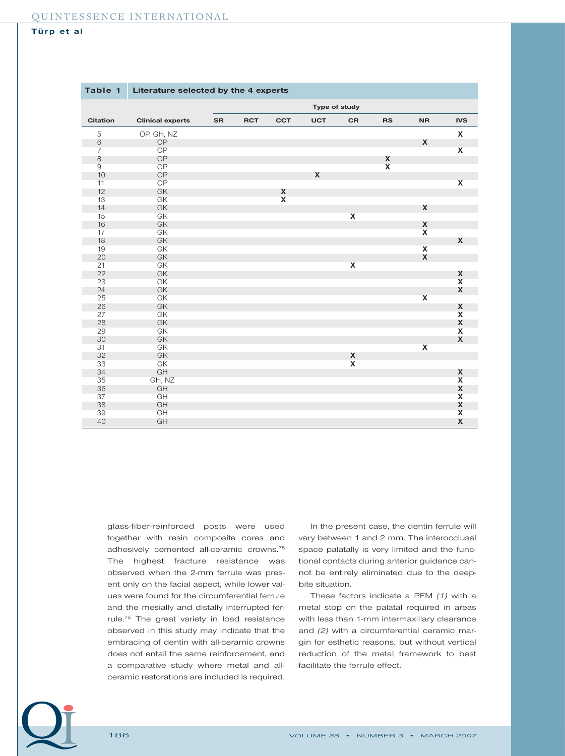**Table 1 Literature selected by the 4 experts**

| Citation | Clinical experts | Type of study | | | | | | | |
|---|---|---|---|---|---|---|---|---|---|
| | | SR | RCT | CCT | UCT | CR | RS | NR | IVS |
| 5 | OP, GH, NZ | | | | | | | | X |
| 6 | OP | | | | | | | X | |
| 7 | OP | | | | | | | | X |
| 8 | OP | | | | | | X | | |
| 9 | OP | | | | | | X | | |
| 10 | OP | | | | X | | | | |
| 11 | OP | | | | | | | | X |
| 12 | GK | | | X | | | | | |
| 13 | GK | | | X | | | | | |
| 14 | GK | | | | | | | X | |
| 15 | GK | | | | | X | | | |
| 16 | GK | | | | | | | X | |
| 17 | GK | | | | | | | X | |
| 18 | GK | | | | | | | | X |
| 19 | GK | | | | | | | X | |
| 20 | GK | | | | | | | X | |
| 21 | GK | | | | | X | | | |
| 22 | GK | | | | | | | | X |
| 23 | GK | | | | | | | | X |
| 24 | GK | | | | | | | | X |
| 25 | GK | | | | | | | X | |
| 26 | GK | | | | | | | | X |
| 27 | GK | | | | | | | | X |
| 28 | GK | | | | | | | | X |
| 29 | GK | | | | | | | | X |
| 30 | GK | | | | | | | | X |
| 31 | GK | | | | | | | X | |
| 32 | GK | | | | | X | | | |
| 33 | GK | | | | | X | | | |
| 34 | GH | | | | | | | | X |
| 35 | GH, NZ | | | | | | | | X |
| 36 | GH | | | | | | | | X |
| 37 | GH | | | | | | | | X |
| 38 | GH | | | | | | | | X |
| 39 | GH | | | | | | | | X |
| 40 | GH | | | | | | | | X |

glass-fiber-reinforced posts were used together with resin composite cores and adhesively cemented all-ceramic crowns.[75] The highest fracture resistance was observed when the 2-mm ferrule was present only on the facial aspect, while lower values were found for the circumferential ferrule and the mesially and distally interrupted ferrule.[75] The great variety in load resistance observed in this study may indicate that the embracing of dentin with all-ceramic crowns does not entail the same reinforcement, and a comparative study where metal and all-ceramic restorations are included is required.

In the present case, the dentin ferrule will vary between 1 and 2 mm. The interocclusal space palatally is very limited and the functional contacts during anterior guidance cannot be entirely eliminated due to the deep-bite situation.

These factors indicate a PFM *(1)* with a metal stop on the palatal required in areas with less than 1-mm intermaxillary clearance and *(2)* with a circumferential ceramic margin for esthetic reasons, but without vertical reduction of the metal framework to best facilitate the ferrule effect.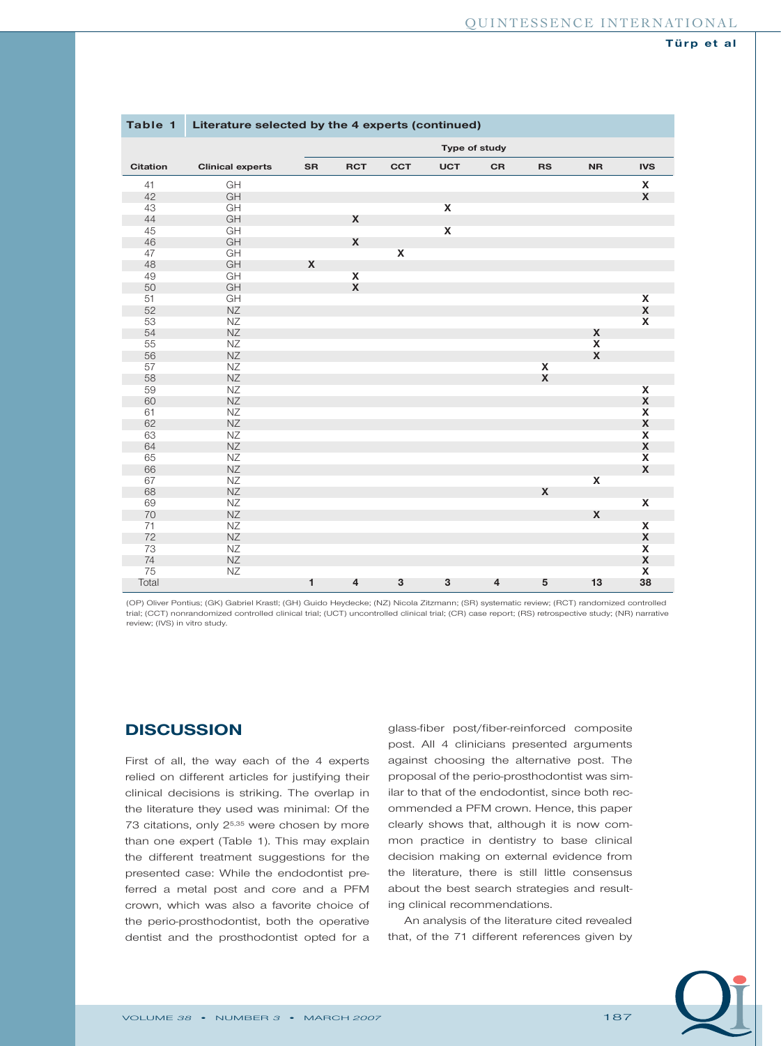**Table 1** Literature selected by the 4 experts (continued)

| Citation | Clinical experts | Type of study | | | | | | | |
|---|---|---|---|---|---|---|---|---|---|
| | | SR | RCT | CCT | UCT | CR | RS | NR | IVS |
| 41 | GH | | | | | | | | X |
| 42 | GH | | | | | | | | X |
| 43 | GH | | | | X | | | | |
| 44 | GH | | X | | | | | | |
| 45 | GH | | | | X | | | | |
| 46 | GH | | X | | | | | | |
| 47 | GH | | | X | | | | | |
| 48 | GH | X | | | | | | | |
| 49 | GH | | X | | | | | | |
| 50 | GH | | X | | | | | | |
| 51 | GH | | | | | | | | X |
| 52 | NZ | | | | | | | | X |
| 53 | NZ | | | | | | | | X |
| 54 | NZ | | | | | | | X | |
| 55 | NZ | | | | | | | X | |
| 56 | NZ | | | | | | | X | |
| 57 | NZ | | | | | | X | | |
| 58 | NZ | | | | | | X | | |
| 59 | NZ | | | | | | | | X |
| 60 | NZ | | | | | | | | X |
| 61 | NZ | | | | | | | | X |
| 62 | NZ | | | | | | | | X |
| 63 | NZ | | | | | | | | X |
| 64 | NZ | | | | | | | | X |
| 65 | NZ | | | | | | | | X |
| 66 | NZ | | | | | | | | X |
| 67 | NZ | | | | | | | X | |
| 68 | NZ | | | | | | X | | |
| 69 | NZ | | | | | | | | X |
| 70 | NZ | | | | | | | X | |
| 71 | NZ | | | | | | | | X |
| 72 | NZ | | | | | | | | X |
| 73 | NZ | | | | | | | | X |
| 74 | NZ | | | | | | | | X |
| 75 | NZ | | | | | | | | X |
| Total | | 1 | 4 | 3 | 3 | 4 | 5 | 13 | 38 |

(OP) Oliver Pontius; (GK) Gabriel Krastl; (GH) Guido Heydecke; (NZ) Nicola Zitzmann; (SR) systematic review; (RCT) randomized controlled trial; (CCT) nonrandomized controlled clinical trial; (UCT) uncontrolled clinical trial; (CR) case report; (RS) retrospective study; (NR) narrative review; (IVS) in vitro study.

## DISCUSSION

First of all, the way each of the 4 experts relied on different articles for justifying their clinical decisions is striking. The overlap in the literature they used was minimal: Of the 73 citations, only 2[5,35] were chosen by more than one expert (Table 1). This may explain the different treatment suggestions for the presented case: While the endodontist preferred a metal post and core and a PFM crown, which was also a favorite choice of the perio-prosthodontist, both the operative dentist and the prosthodontist opted for a glass-fiber post/fiber-reinforced composite post. All 4 clinicians presented arguments against choosing the alternative post. The proposal of the perio-prosthodontist was similar to that of the endodontist, since both recommended a PFM crown. Hence, this paper clearly shows that, although it is now common practice in dentistry to base clinical decision making on external evidence from the literature, there is still little consensus about the best search strategies and resulting clinical recommendations.

An analysis of the literature cited revealed that, of the 71 different references given by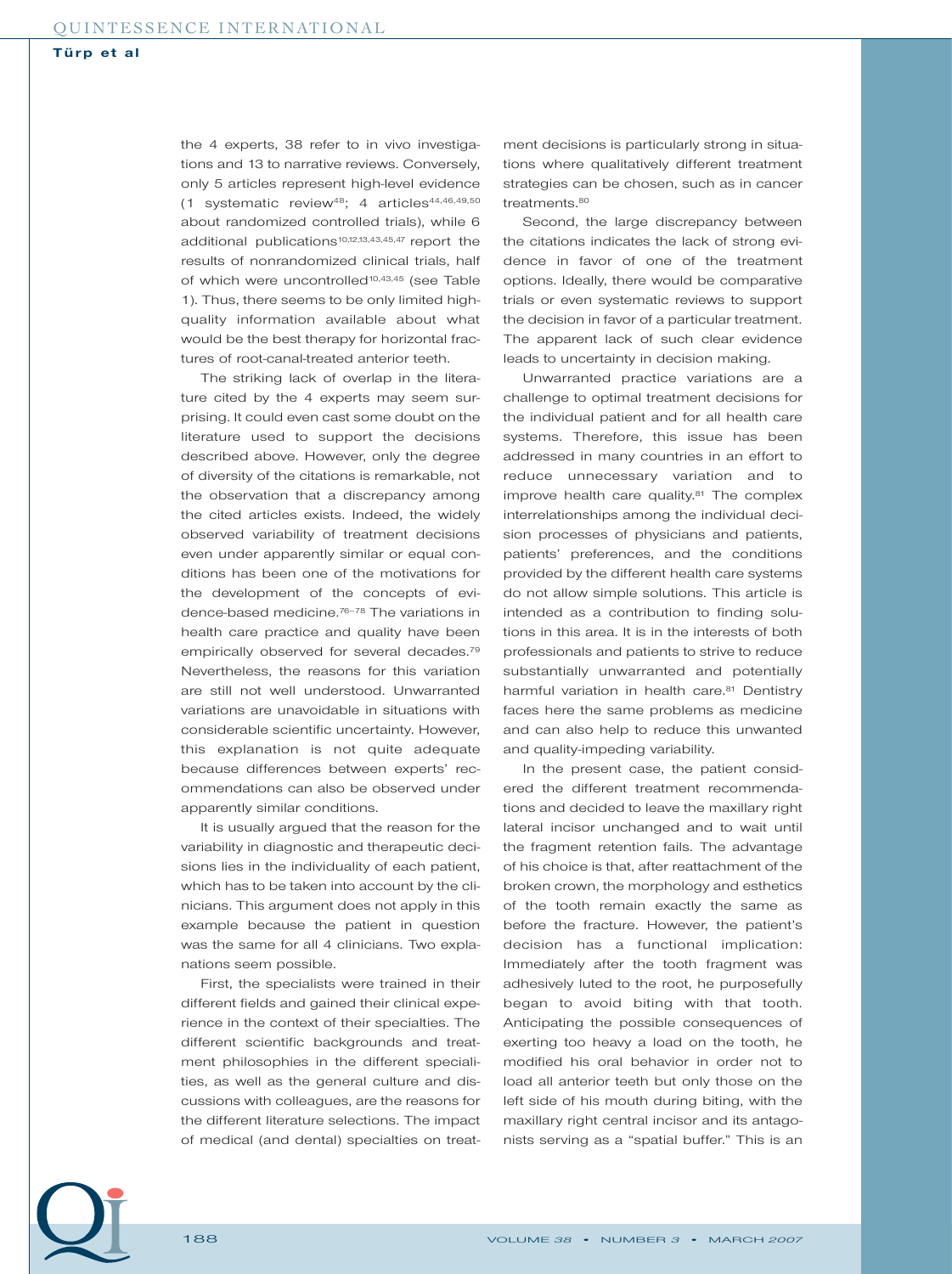the 4 experts, 38 refer to in vivo investigations and 13 to narrative reviews. Conversely, only 5 articles represent high-level evidence (1 systematic review[48]; 4 articles[44,46,49,50] about randomized controlled trials), while 6 additional publications[10,12,13,43,45,47] report the results of nonrandomized clinical trials, half of which were uncontrolled[10,43,45] (see Table 1). Thus, there seems to be only limited high-quality information available about what would be the best therapy for horizontal fractures of root-canal-treated anterior teeth.

The striking lack of overlap in the literature cited by the 4 experts may seem surprising. It could even cast some doubt on the literature used to support the decisions described above. However, only the degree of diversity of the citations is remarkable, not the observation that a discrepancy among the cited articles exists. Indeed, the widely observed variability of treatment decisions even under apparently similar or equal conditions has been one of the motivations for the development of the concepts of evidence-based medicine.[76–78] The variations in health care practice and quality have been empirically observed for several decades.[79] Nevertheless, the reasons for this variation are still not well understood. Unwarranted variations are unavoidable in situations with considerable scientific uncertainty. However, this explanation is not quite adequate because differences between experts' recommendations can also be observed under apparently similar conditions.

It is usually argued that the reason for the variability in diagnostic and therapeutic decisions lies in the individuality of each patient, which has to be taken into account by the clinicians. This argument does not apply in this example because the patient in question was the same for all 4 clinicians. Two explanations seem possible.

First, the specialists were trained in their different fields and gained their clinical experience in the context of their specialties. The different scientific backgrounds and treatment philosophies in the different specialities, as well as the general culture and discussions with colleagues, are the reasons for the different literature selections. The impact of medical (and dental) specialties on treatment decisions is particularly strong in situations where qualitatively different treatment strategies can be chosen, such as in cancer treatments.[80]

Second, the large discrepancy between the citations indicates the lack of strong evidence in favor of one of the treatment options. Ideally, there would be comparative trials or even systematic reviews to support the decision in favor of a particular treatment. The apparent lack of such clear evidence leads to uncertainty in decision making.

Unwarranted practice variations are a challenge to optimal treatment decisions for the individual patient and for all health care systems. Therefore, this issue has been addressed in many countries in an effort to reduce unnecessary variation and to improve health care quality.[81] The complex interrelationships among the individual decision processes of physicians and patients, patients' preferences, and the conditions provided by the different health care systems do not allow simple solutions. This article is intended as a contribution to finding solutions in this area. It is in the interests of both professionals and patients to strive to reduce substantially unwarranted and potentially harmful variation in health care.[81] Dentistry faces here the same problems as medicine and can also help to reduce this unwanted and quality-impeding variability.

In the present case, the patient considered the different treatment recommendations and decided to leave the maxillary right lateral incisor unchanged and to wait until the fragment retention fails. The advantage of his choice is that, after reattachment of the broken crown, the morphology and esthetics of the tooth remain exactly the same as before the fracture. However, the patient's decision has a functional implication: Immediately after the tooth fragment was adhesively luted to the root, he purposefully began to avoid biting with that tooth. Anticipating the possible consequences of exerting too heavy a load on the tooth, he modified his oral behavior in order not to load all anterior teeth but only those on the left side of his mouth during biting, with the maxillary right central incisor and its antagonists serving as a "spatial buffer." This is an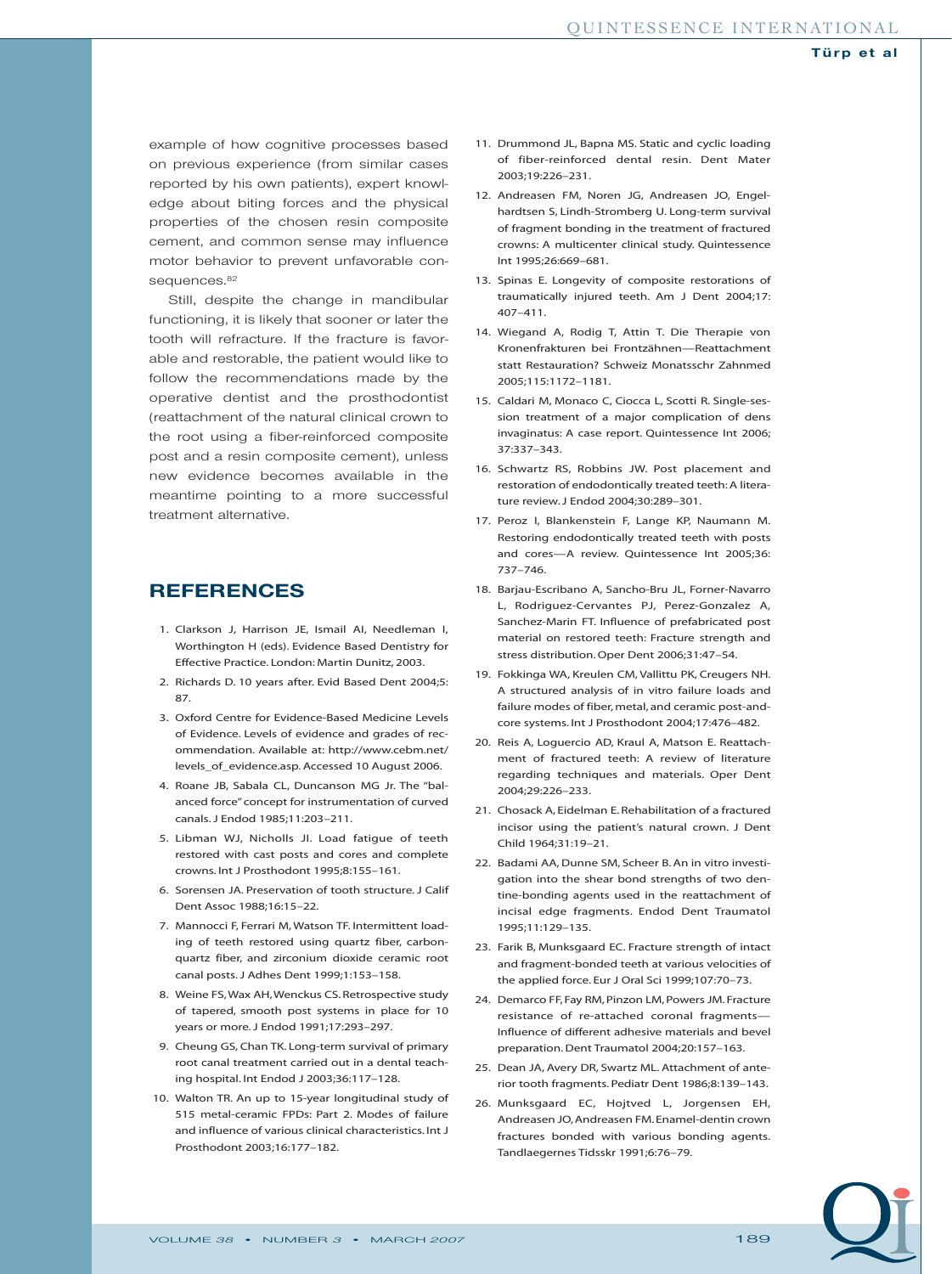example of how cognitive processes based on previous experience (from similar cases reported by his own patients), expert knowledge about biting forces and the physical properties of the chosen resin composite cement, and common sense may influence motor behavior to prevent unfavorable consequences.[82]

Still, despite the change in mandibular functioning, it is likely that sooner or later the tooth will refracture. If the fracture is favorable and restorable, the patient would like to follow the recommendations made by the operative dentist and the prosthodontist (reattachment of the natural clinical crown to the root using a fiber-reinforced composite post and a resin composite cement), unless new evidence becomes available in the meantime pointing to a more successful treatment alternative.

## REFERENCES

1. Clarkson J, Harrison JE, Ismail AI, Needleman I, Worthington H (eds). Evidence Based Dentistry for Effective Practice. London: Martin Dunitz, 2003.
2. Richards D. 10 years after. Evid Based Dent 2004;5: 87.
3. Oxford Centre for Evidence-Based Medicine Levels of Evidence. Levels of evidence and grades of recommendation. Available at: http://www.cebm.net/levels_of_evidence.asp. Accessed 10 August 2006.
4. Roane JB, Sabala CL, Duncanson MG Jr. The "balanced force" concept for instrumentation of curved canals. J Endod 1985;11:203–211.
5. Libman WJ, Nicholls JI. Load fatigue of teeth restored with cast posts and cores and complete crowns. Int J Prosthodont 1995;8:155–161.
6. Sorensen JA. Preservation of tooth structure. J Calif Dent Assoc 1988;16:15–22.
7. Mannocci F, Ferrari M, Watson TF. Intermittent loading of teeth restored using quartz fiber, carbon-quartz fiber, and zirconium dioxide ceramic root canal posts. J Adhes Dent 1999;1:153–158.
8. Weine FS, Wax AH, Wenckus CS. Retrospective study of tapered, smooth post systems in place for 10 years or more. J Endod 1991;17:293–297.
9. Cheung GS, Chan TK. Long-term survival of primary root canal treatment carried out in a dental teaching hospital. Int Endod J 2003;36:117–128.
10. Walton TR. An up to 15-year longitudinal study of 515 metal-ceramic FPDs: Part 2. Modes of failure and influence of various clinical characteristics. Int J Prosthodont 2003;16:177–182.
11. Drummond JL, Bapna MS. Static and cyclic loading of fiber-reinforced dental resin. Dent Mater 2003;19:226–231.
12. Andreasen FM, Noren JG, Andreasen JO, Engelhardtsen S, Lindh-Stromberg U. Long-term survival of fragment bonding in the treatment of fractured crowns: A multicenter clinical study. Quintessence Int 1995;26:669–681.
13. Spinas E. Longevity of composite restorations of traumatically injured teeth. Am J Dent 2004;17: 407–411.
14. Wiegand A, Rodig T, Attin T. Die Therapie von Kronenfrakturen bei Frontzähnen—Reattachment statt Restauration? Schweiz Monatsschr Zahnmed 2005;115:1172–1181.
15. Caldari M, Monaco C, Ciocca L, Scotti R. Single-session treatment of a major complication of dens invaginatus: A case report. Quintessence Int 2006; 37:337–343.
16. Schwartz RS, Robbins JW. Post placement and restoration of endodontically treated teeth: A literature review. J Endod 2004;30:289–301.
17. Peroz I, Blankenstein F, Lange KP, Naumann M. Restoring endodontically treated teeth with posts and cores—A review. Quintessence Int 2005;36: 737–746.
18. Barjau-Escribano A, Sancho-Bru JL, Forner-Navarro L, Rodriguez-Cervantes PJ, Perez-Gonzalez A, Sanchez-Marin FT. Influence of prefabricated post material on restored teeth: Fracture strength and stress distribution. Oper Dent 2006;31:47–54.
19. Fokkinga WA, Kreulen CM, Vallittu PK, Creugers NH. A structured analysis of in vitro failure loads and failure modes of fiber, metal, and ceramic post-and-core systems. Int J Prosthodont 2004;17:476–482.
20. Reis A, Loguercio AD, Kraul A, Matson E. Reattachment of fractured teeth: A review of literature regarding techniques and materials. Oper Dent 2004;29:226–233.
21. Chosack A, Eidelman E. Rehabilitation of a fractured incisor using the patient's natural crown. J Dent Child 1964;31:19–21.
22. Badami AA, Dunne SM, Scheer B. An in vitro investigation into the shear bond strengths of two dentine-bonding agents used in the reattachment of incisal edge fragments. Endod Dent Traumatol 1995;11:129–135.
23. Farik B, Munksgaard EC. Fracture strength of intact and fragment-bonded teeth at various velocities of the applied force. Eur J Oral Sci 1999;107:70–73.
24. Demarco FF, Fay RM, Pinzon LM, Powers JM. Fracture resistance of re-attached coronal fragments—Influence of different adhesive materials and bevel preparation. Dent Traumatol 2004;20:157–163.
25. Dean JA, Avery DR, Swartz ML. Attachment of anterior tooth fragments. Pediatr Dent 1986;8:139–143.
26. Munksgaard EC, Hojtved L, Jorgensen EH, Andreasen JO, Andreasen FM. Enamel-dentin crown fractures bonded with various bonding agents. Tandlaegernes Tidsskr 1991;6:76–79.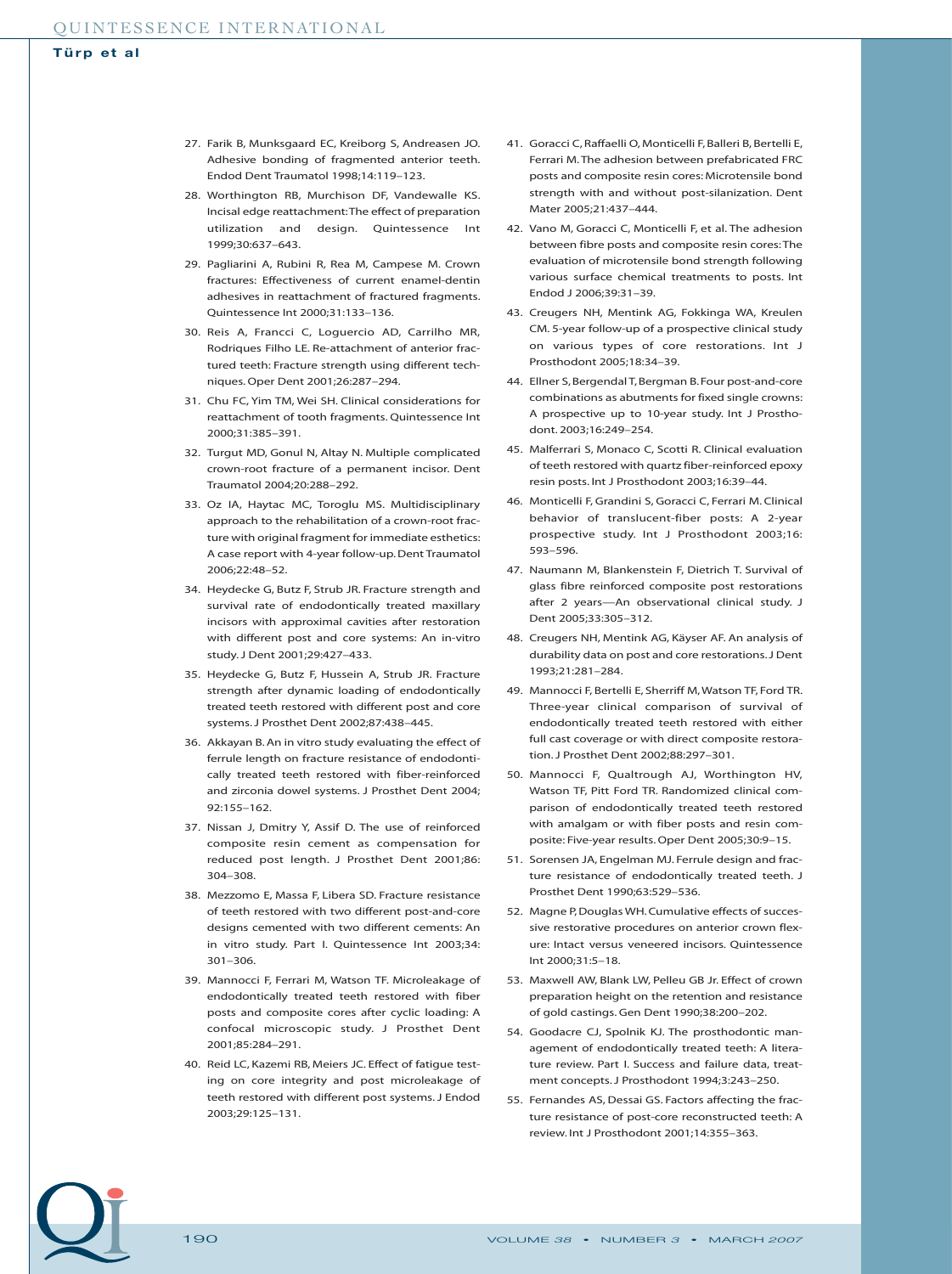27. Farik B, Munksgaard EC, Kreiborg S, Andreasen JO. Adhesive bonding of fragmented anterior teeth. Endod Dent Traumatol 1998;14:119–123.
28. Worthington RB, Murchison DF, Vandewalle KS. Incisal edge reattachment: The effect of preparation utilization and design. Quintessence Int 1999;30:637–643.
29. Pagliarini A, Rubini R, Rea M, Campese M. Crown fractures: Effectiveness of current enamel-dentin adhesives in reattachment of fractured fragments. Quintessence Int 2000;31:133–136.
30. Reis A, Francci C, Loguercio AD, Carrilho MR, Rodriques Filho LE. Re-attachment of anterior fractured teeth: Fracture strength using different techniques. Oper Dent 2001;26:287–294.
31. Chu FC, Yim TM, Wei SH. Clinical considerations for reattachment of tooth fragments. Quintessence Int 2000;31:385–391.
32. Turgut MD, Gonul N, Altay N. Multiple complicated crown-root fracture of a permanent incisor. Dent Traumatol 2004;20:288–292.
33. Oz IA, Haytac MC, Toroglu MS. Multidisciplinary approach to the rehabilitation of a crown-root fracture with original fragment for immediate esthetics: A case report with 4-year follow-up. Dent Traumatol 2006;22:48–52.
34. Heydecke G, Butz F, Strub JR. Fracture strength and survival rate of endodontically treated maxillary incisors with approximal cavities after restoration with different post and core systems: An in-vitro study. J Dent 2001;29:427–433.
35. Heydecke G, Butz F, Hussein A, Strub JR. Fracture strength after dynamic loading of endodontically treated teeth restored with different post and core systems. J Prosthet Dent 2002;87:438–445.
36. Akkayan B. An in vitro study evaluating the effect of ferrule length on fracture resistance of endodontically treated teeth restored with fiber-reinforced and zirconia dowel systems. J Prosthet Dent 2004; 92:155–162.
37. Nissan J, Dmitry Y, Assif D. The use of reinforced composite resin cement as compensation for reduced post length. J Prosthet Dent 2001;86: 304–308.
38. Mezzomo E, Massa F, Libera SD. Fracture resistance of teeth restored with two different post-and-core designs cemented with two different cements: An in vitro study. Part I. Quintessence Int 2003;34: 301–306.
39. Mannocci F, Ferrari M, Watson TF. Microleakage of endodontically treated teeth restored with fiber posts and composite cores after cyclic loading: A confocal microscopic study. J Prosthet Dent 2001;85:284–291.
40. Reid LC, Kazemi RB, Meiers JC. Effect of fatigue testing on core integrity and post microleakage of teeth restored with different post systems. J Endod 2003;29:125–131.
41. Goracci C, Raffaelli O, Monticelli F, Balleri B, Bertelli E, Ferrari M. The adhesion between prefabricated FRC posts and composite resin cores: Microtensile bond strength with and without post-silanization. Dent Mater 2005;21:437–444.
42. Vano M, Goracci C, Monticelli F, et al. The adhesion between fibre posts and composite resin cores: The evaluation of microtensile bond strength following various surface chemical treatments to posts. Int Endod J 2006;39:31–39.
43. Creugers NH, Mentink AG, Fokkinga WA, Kreulen CM. 5-year follow-up of a prospective clinical study on various types of core restorations. Int J Prosthodont 2005;18:34–39.
44. Ellner S, Bergendal T, Bergman B. Four post-and-core combinations as abutments for fixed single crowns: A prospective up to 10-year study. Int J Prosthodont. 2003;16:249–254.
45. Malferrari S, Monaco C, Scotti R. Clinical evaluation of teeth restored with quartz fiber-reinforced epoxy resin posts. Int J Prosthodont 2003;16:39–44.
46. Monticelli F, Grandini S, Goracci C, Ferrari M. Clinical behavior of translucent-fiber posts: A 2-year prospective study. Int J Prosthodont 2003;16: 593–596.
47. Naumann M, Blankenstein F, Dietrich T. Survival of glass fibre reinforced composite post restorations after 2 years—An observational clinical study. J Dent 2005;33:305–312.
48. Creugers NH, Mentink AG, Käyser AF. An analysis of durability data on post and core restorations. J Dent 1993;21:281–284.
49. Mannocci F, Bertelli E, Sherriff M, Watson TF, Ford TR. Three-year clinical comparison of survival of endodontically treated teeth restored with either full cast coverage or with direct composite restoration. J Prosthet Dent 2002;88:297–301.
50. Mannocci F, Qualtrough AJ, Worthington HV, Watson TF, Pitt Ford TR. Randomized clinical comparison of endodontically treated teeth restored with amalgam or with fiber posts and resin composite: Five-year results. Oper Dent 2005;30:9–15.
51. Sorensen JA, Engelman MJ. Ferrule design and fracture resistance of endodontically treated teeth. J Prosthet Dent 1990;63:529–536.
52. Magne P, Douglas WH. Cumulative effects of successive restorative procedures on anterior crown flexure: Intact versus veneered incisors. Quintessence Int 2000;31:5–18.
53. Maxwell AW, Blank LW, Pelleu GB Jr. Effect of crown preparation height on the retention and resistance of gold castings. Gen Dent 1990;38:200–202.
54. Goodacre CJ, Spolnik KJ. The prosthodontic management of endodontically treated teeth: A literature review. Part I. Success and failure data, treatment concepts. J Prosthodont 1994;3:243–250.
55. Fernandes AS, Dessai GS. Factors affecting the fracture resistance of post-core reconstructed teeth: A review. Int J Prosthodont 2001;14:355–363.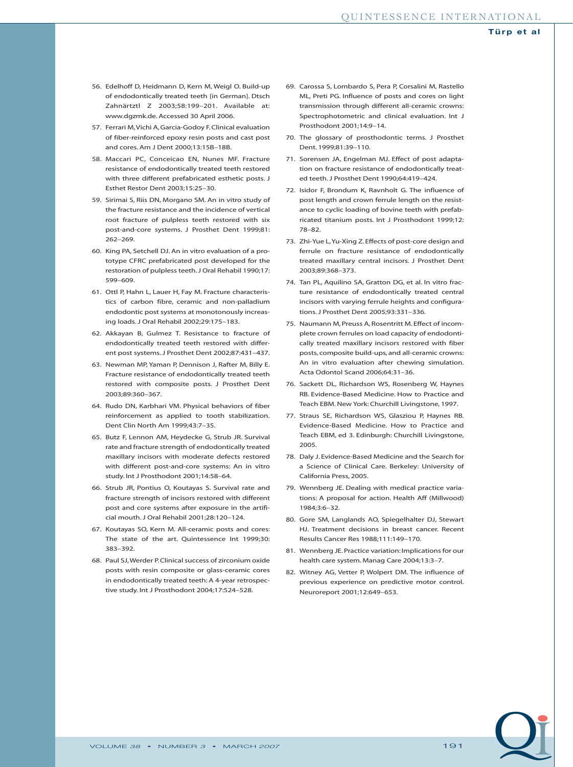56. Edelhoff D, Heidmann D, Kern M, Weigl O. Build-up of endodontically treated teeth [in German]. Dtsch Zahnärztl Z 2003;58:199–201. Available at: www.dgzmk.de. Accessed 30 April 2006.
57. Ferrari M, Vichi A, Garcia-Godoy F. Clinical evaluation of fiber-reinforced epoxy resin posts and cast post and cores. Am J Dent 2000;13:15B–18B.
58. Maccari PC, Conceicao EN, Nunes MF. Fracture resistance of endodontically treated teeth restored with three different prefabricated esthetic posts. J Esthet Restor Dent 2003;15:25–30.
59. Sirimai S, Riis DN, Morgano SM. An in vitro study of the fracture resistance and the incidence of vertical root fracture of pulpless teeth restored with six post-and-core systems. J Prosthet Dent 1999;81:262–269.
60. King PA, Setchell DJ. An in vitro evaluation of a prototype CFRC prefabricated post developed for the restoration of pulpless teeth. J Oral Rehabil 1990;17:599–609.
61. Ottl P, Hahn L, Lauer H, Fay M. Fracture characteristics of carbon fibre, ceramic and non-palladium endodontic post systems at monotonously increasing loads. J Oral Rehabil 2002;29:175–183.
62. Akkayan B, Gulmez T. Resistance to fracture of endodontically treated teeth restored with different post systems. J Prosthet Dent 2002;87:431–437.
63. Newman MP, Yaman P, Dennison J, Rafter M, Billy E. Fracture resistance of endodontically treated teeth restored with composite posts. J Prosthet Dent 2003;89:360–367.
64. Rudo DN, Karbhari VM. Physical behaviors of fiber reinforcement as applied to tooth stabilization. Dent Clin North Am 1999;43:7–35.
65. Butz F, Lennon AM, Heydecke G, Strub JR. Survival rate and fracture strength of endodontically treated maxillary incisors with moderate defects restored with different post-and-core systems: An in vitro study. Int J Prosthodont 2001;14:58–64.
66. Strub JR, Pontius O, Koutayas S. Survival rate and fracture strength of incisors restored with different post and core systems after exposure in the artificial mouth. J Oral Rehabil 2001;28:120–124.
67. Koutayas SO, Kern M. All-ceramic posts and cores: The state of the art. Quintessence Int 1999;30:383–392.
68. Paul SJ, Werder P. Clinical success of zirconium oxide posts with resin composite or glass-ceramic cores in endodontically treated teeth: A 4-year retrospective study. Int J Prosthodont 2004;17:524–528.
69. Carossa S, Lombardo S, Pera P, Corsalini M, Rastello ML, Preti PG. Influence of posts and cores on light transmission through different all-ceramic crowns: Spectrophotometric and clinical evaluation. Int J Prosthodont 2001;14:9–14.
70. The glossary of prosthodontic terms. J Prosthet Dent. 1999;81:39–110.
71. Sorensen JA, Engelman MJ. Effect of post adaptation on fracture resistance of endodontically treated teeth. J Prosthet Dent 1990;64:419–424.
72. Isidor F, Brondum K, Ravnholt G. The influence of post length and crown ferrule length on the resistance to cyclic loading of bovine teeth with prefabricated titanium posts. Int J Prosthodont 1999;12:78–82.
73. Zhi-Yue L, Yu-Xing Z. Effects of post-core design and ferrule on fracture resistance of endodontically treated maxillary central incisors. J Prosthet Dent 2003;89:368–373.
74. Tan PL, Aquilino SA, Gratton DG, et al. In vitro fracture resistance of endodontically treated central incisors with varying ferrule heights and configurations. J Prosthet Dent 2005;93:331–336.
75. Naumann M, Preuss A, Rosentritt M. Effect of incomplete crown ferrules on load capacity of endodontically treated maxillary incisors restored with fiber posts, composite build-ups, and all-ceramic crowns: An in vitro evaluation after chewing simulation. Acta Odontol Scand 2006;64:31–36.
76. Sackett DL, Richardson WS, Rosenberg W, Haynes RB. Evidence-Based Medicine. How to Practice and Teach EBM. New York: Churchill Livingstone, 1997.
77. Straus SE, Richardson WS, Glasziou P, Haynes RB. Evidence-Based Medicine. How to Practice and Teach EBM, ed 3. Edinburgh: Churchill Livingstone, 2005.
78. Daly J. Evidence-Based Medicine and the Search for a Science of Clinical Care. Berkeley: University of California Press, 2005.
79. Wennberg JE. Dealing with medical practice variations: A proposal for action. Health Aff (Millwood) 1984;3:6–32.
80. Gore SM, Langlands AO, Spiegelhalter DJ, Stewart HJ. Treatment decisions in breast cancer. Recent Results Cancer Res 1988;111:149–170.
81. Wennberg JE. Practice variation: Implications for our health care system. Manag Care 2004;13:3–7.
82. Witney AG, Vetter P, Wolpert DM. The influence of previous experience on predictive motor control. Neuroreport 2001;12:649–653.